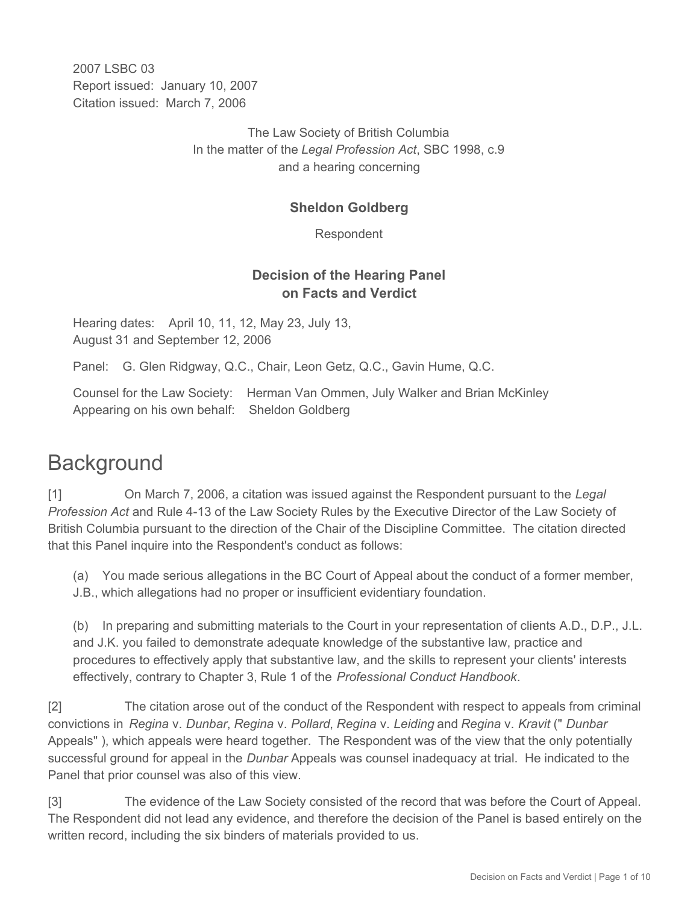2007 LSBC 03
Report issued: January 10, 2007
Citation issued: March 7, 2006

The Law Society of British Columbia
In the matter of the *Legal Profession Act*, SBC 1998, c.9
and a hearing concerning

**Sheldon Goldberg**

Respondent

**Decision of the Hearing Panel on Facts and Verdict**

Hearing dates: April 10, 11, 12, May 23, July 13, August 31 and September 12, 2006

Panel: G. Glen Ridgway, Q.C., Chair, Leon Getz, Q.C., Gavin Hume, Q.C.

Counsel for the Law Society: Herman Van Ommen, July Walker and Brian McKinley
Appearing on his own behalf: Sheldon Goldberg

# Background

[1] On March 7, 2006, a citation was issued against the Respondent pursuant to the *Legal Profession Act* and Rule 4-13 of the Law Society Rules by the Executive Director of the Law Society of British Columbia pursuant to the direction of the Chair of the Discipline Committee. The citation directed that this Panel inquire into the Respondent's conduct as follows:

(a) You made serious allegations in the BC Court of Appeal about the conduct of a former member, J.B., which allegations had no proper or insufficient evidentiary foundation.

(b) In preparing and submitting materials to the Court in your representation of clients A.D., D.P., J.L. and J.K. you failed to demonstrate adequate knowledge of the substantive law, practice and procedures to effectively apply that substantive law, and the skills to represent your clients' interests effectively, contrary to Chapter 3, Rule 1 of the *Professional Conduct Handbook*.

[2] The citation arose out of the conduct of the Respondent with respect to appeals from criminal convictions in *Regina* v. *Dunbar*, *Regina* v. *Pollard*, *Regina* v. *Leiding* and *Regina* v. *Kravit* ("*Dunbar* Appeals"), which appeals were heard together. The Respondent was of the view that the only potentially successful ground for appeal in the *Dunbar* Appeals was counsel inadequacy at trial. He indicated to the Panel that prior counsel was also of this view.

[3] The evidence of the Law Society consisted of the record that was before the Court of Appeal. The Respondent did not lead any evidence, and therefore the decision of the Panel is based entirely on the written record, including the six binders of materials provided to us.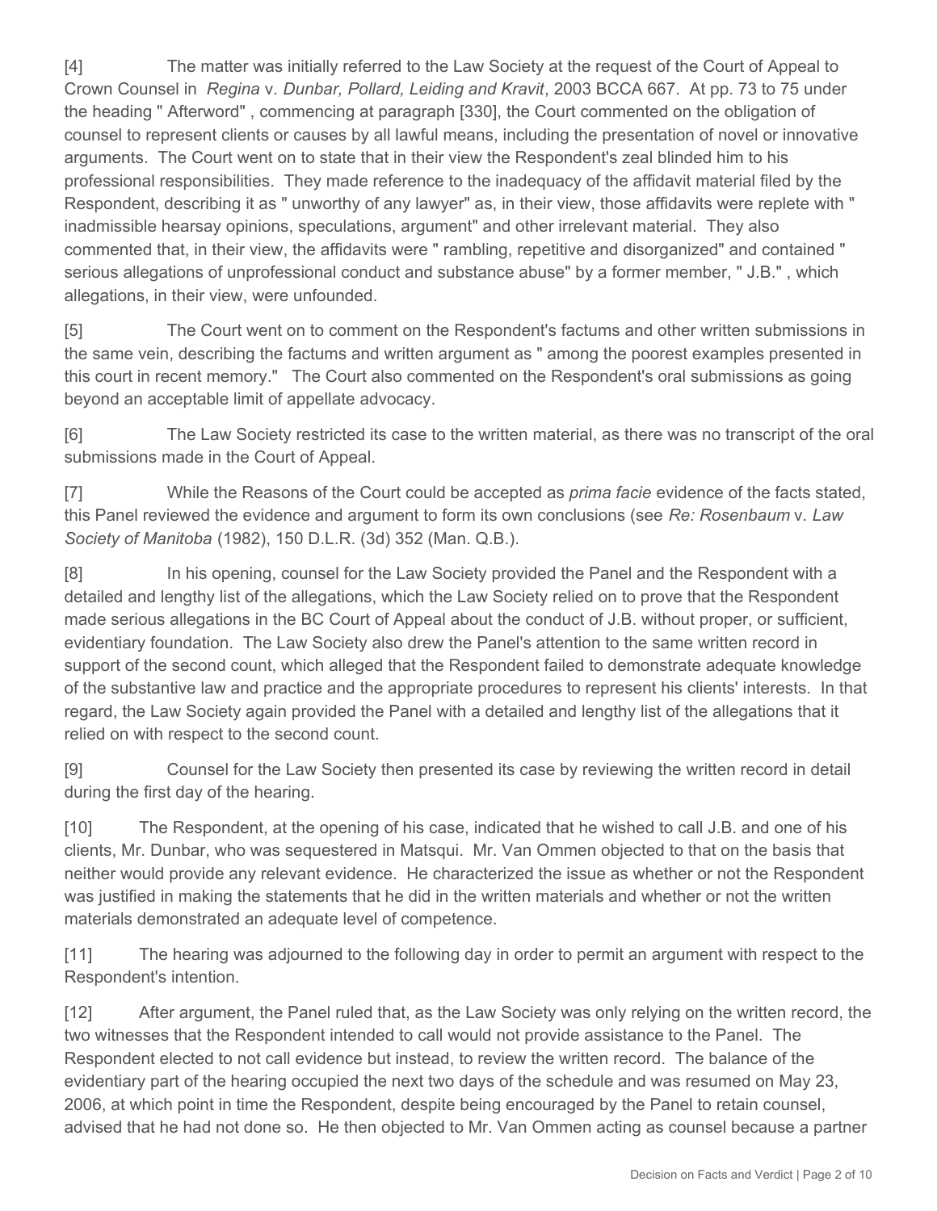[4] The matter was initially referred to the Law Society at the request of the Court of Appeal to Crown Counsel in *Regina* v. *Dunbar, Pollard, Leiding and Kravit*, 2003 BCCA 667. At pp. 73 to 75 under the heading " Afterword" , commencing at paragraph [330], the Court commented on the obligation of counsel to represent clients or causes by all lawful means, including the presentation of novel or innovative arguments. The Court went on to state that in their view the Respondent's zeal blinded him to his professional responsibilities. They made reference to the inadequacy of the affidavit material filed by the Respondent, describing it as " unworthy of any lawyer" as, in their view, those affidavits were replete with " inadmissible hearsay opinions, speculations, argument" and other irrelevant material. They also commented that, in their view, the affidavits were " rambling, repetitive and disorganized" and contained " serious allegations of unprofessional conduct and substance abuse" by a former member, " J.B." , which allegations, in their view, were unfounded.

[5] The Court went on to comment on the Respondent's factums and other written submissions in the same vein, describing the factums and written argument as " among the poorest examples presented in this court in recent memory." The Court also commented on the Respondent's oral submissions as going beyond an acceptable limit of appellate advocacy.

[6] The Law Society restricted its case to the written material, as there was no transcript of the oral submissions made in the Court of Appeal.

[7] While the Reasons of the Court could be accepted as *prima facie* evidence of the facts stated, this Panel reviewed the evidence and argument to form its own conclusions (see *Re: Rosenbaum* v. *Law Society of Manitoba* (1982), 150 D.L.R. (3d) 352 (Man. Q.B.).

[8] In his opening, counsel for the Law Society provided the Panel and the Respondent with a detailed and lengthy list of the allegations, which the Law Society relied on to prove that the Respondent made serious allegations in the BC Court of Appeal about the conduct of J.B. without proper, or sufficient, evidentiary foundation. The Law Society also drew the Panel's attention to the same written record in support of the second count, which alleged that the Respondent failed to demonstrate adequate knowledge of the substantive law and practice and the appropriate procedures to represent his clients' interests. In that regard, the Law Society again provided the Panel with a detailed and lengthy list of the allegations that it relied on with respect to the second count.

[9] Counsel for the Law Society then presented its case by reviewing the written record in detail during the first day of the hearing.

[10] The Respondent, at the opening of his case, indicated that he wished to call J.B. and one of his clients, Mr. Dunbar, who was sequestered in Matsqui. Mr. Van Ommen objected to that on the basis that neither would provide any relevant evidence. He characterized the issue as whether or not the Respondent was justified in making the statements that he did in the written materials and whether or not the written materials demonstrated an adequate level of competence.

[11] The hearing was adjourned to the following day in order to permit an argument with respect to the Respondent's intention.

[12] After argument, the Panel ruled that, as the Law Society was only relying on the written record, the two witnesses that the Respondent intended to call would not provide assistance to the Panel. The Respondent elected to not call evidence but instead, to review the written record. The balance of the evidentiary part of the hearing occupied the next two days of the schedule and was resumed on May 23, 2006, at which point in time the Respondent, despite being encouraged by the Panel to retain counsel, advised that he had not done so. He then objected to Mr. Van Ommen acting as counsel because a partner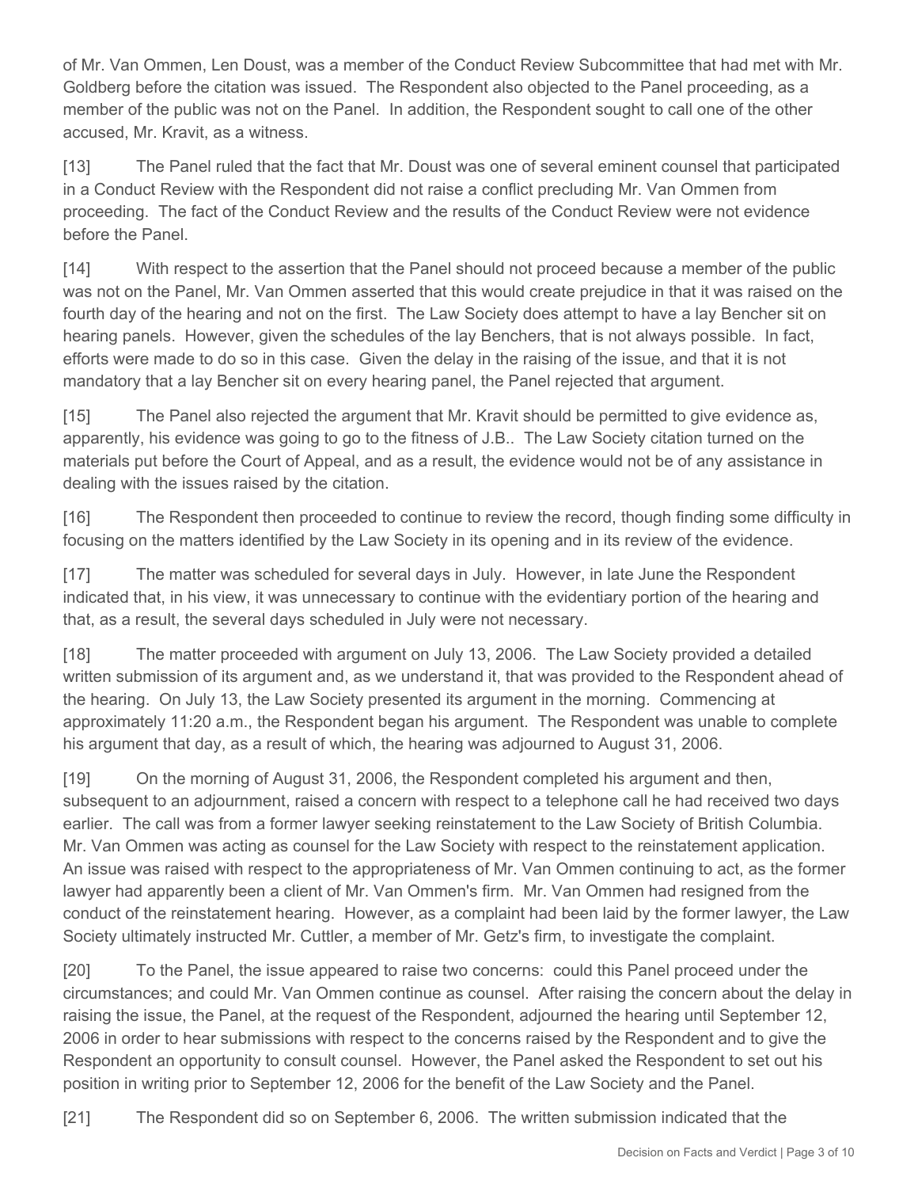of Mr. Van Ommen, Len Doust, was a member of the Conduct Review Subcommittee that had met with Mr. Goldberg before the citation was issued. The Respondent also objected to the Panel proceeding, as a member of the public was not on the Panel. In addition, the Respondent sought to call one of the other accused, Mr. Kravit, as a witness.

[13] The Panel ruled that the fact that Mr. Doust was one of several eminent counsel that participated in a Conduct Review with the Respondent did not raise a conflict precluding Mr. Van Ommen from proceeding. The fact of the Conduct Review and the results of the Conduct Review were not evidence before the Panel.

[14] With respect to the assertion that the Panel should not proceed because a member of the public was not on the Panel, Mr. Van Ommen asserted that this would create prejudice in that it was raised on the fourth day of the hearing and not on the first. The Law Society does attempt to have a lay Bencher sit on hearing panels. However, given the schedules of the lay Benchers, that is not always possible. In fact, efforts were made to do so in this case. Given the delay in the raising of the issue, and that it is not mandatory that a lay Bencher sit on every hearing panel, the Panel rejected that argument.

[15] The Panel also rejected the argument that Mr. Kravit should be permitted to give evidence as, apparently, his evidence was going to go to the fitness of J.B.. The Law Society citation turned on the materials put before the Court of Appeal, and as a result, the evidence would not be of any assistance in dealing with the issues raised by the citation.

[16] The Respondent then proceeded to continue to review the record, though finding some difficulty in focusing on the matters identified by the Law Society in its opening and in its review of the evidence.

[17] The matter was scheduled for several days in July. However, in late June the Respondent indicated that, in his view, it was unnecessary to continue with the evidentiary portion of the hearing and that, as a result, the several days scheduled in July were not necessary.

[18] The matter proceeded with argument on July 13, 2006. The Law Society provided a detailed written submission of its argument and, as we understand it, that was provided to the Respondent ahead of the hearing. On July 13, the Law Society presented its argument in the morning. Commencing at approximately 11:20 a.m., the Respondent began his argument. The Respondent was unable to complete his argument that day, as a result of which, the hearing was adjourned to August 31, 2006.

[19] On the morning of August 31, 2006, the Respondent completed his argument and then, subsequent to an adjournment, raised a concern with respect to a telephone call he had received two days earlier. The call was from a former lawyer seeking reinstatement to the Law Society of British Columbia. Mr. Van Ommen was acting as counsel for the Law Society with respect to the reinstatement application. An issue was raised with respect to the appropriateness of Mr. Van Ommen continuing to act, as the former lawyer had apparently been a client of Mr. Van Ommen's firm. Mr. Van Ommen had resigned from the conduct of the reinstatement hearing. However, as a complaint had been laid by the former lawyer, the Law Society ultimately instructed Mr. Cuttler, a member of Mr. Getz's firm, to investigate the complaint.

[20] To the Panel, the issue appeared to raise two concerns: could this Panel proceed under the circumstances; and could Mr. Van Ommen continue as counsel. After raising the concern about the delay in raising the issue, the Panel, at the request of the Respondent, adjourned the hearing until September 12, 2006 in order to hear submissions with respect to the concerns raised by the Respondent and to give the Respondent an opportunity to consult counsel. However, the Panel asked the Respondent to set out his position in writing prior to September 12, 2006 for the benefit of the Law Society and the Panel.

[21] The Respondent did so on September 6, 2006. The written submission indicated that the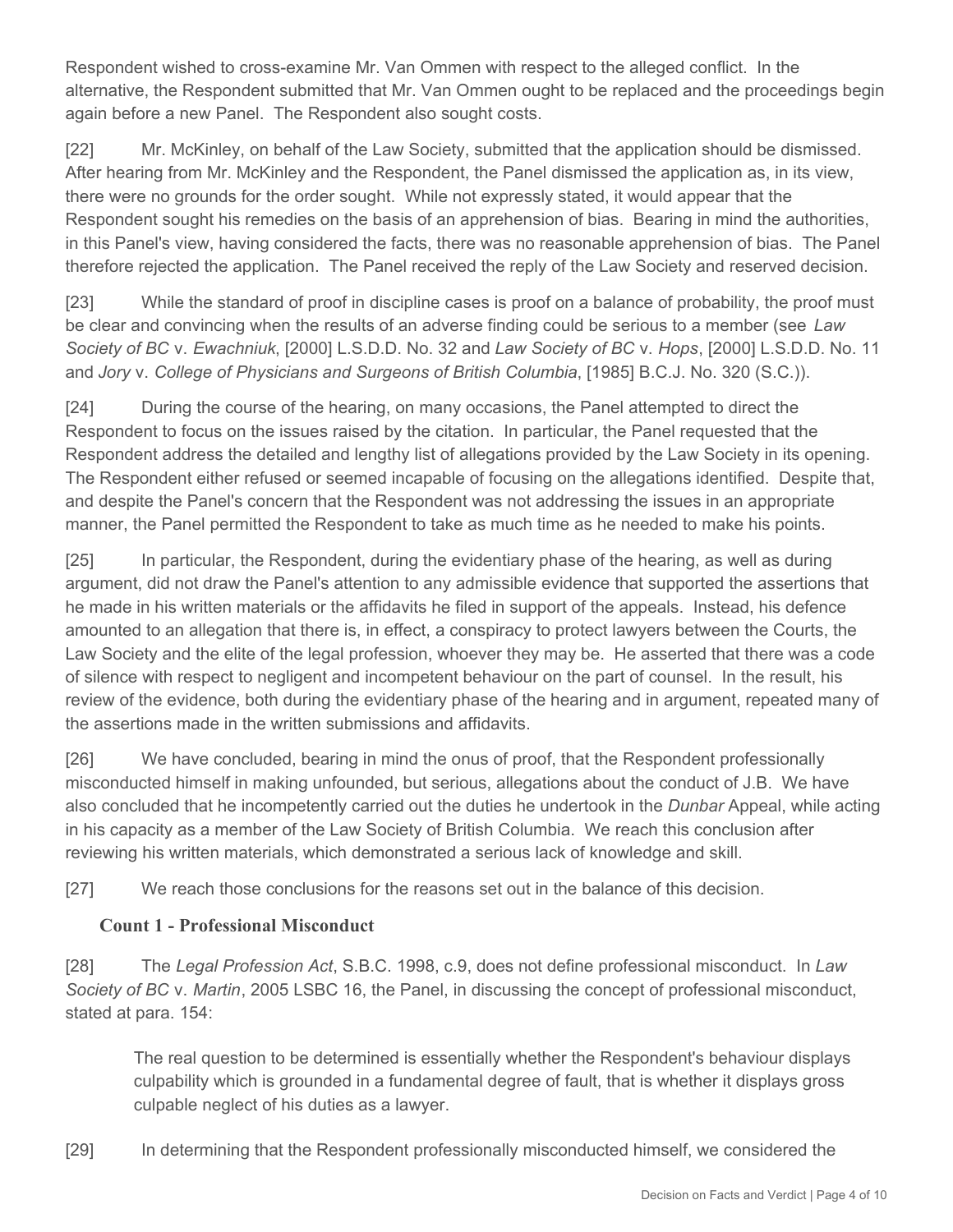Respondent wished to cross-examine Mr. Van Ommen with respect to the alleged conflict. In the alternative, the Respondent submitted that Mr. Van Ommen ought to be replaced and the proceedings begin again before a new Panel. The Respondent also sought costs.

[22] Mr. McKinley, on behalf of the Law Society, submitted that the application should be dismissed. After hearing from Mr. McKinley and the Respondent, the Panel dismissed the application as, in its view, there were no grounds for the order sought. While not expressly stated, it would appear that the Respondent sought his remedies on the basis of an apprehension of bias. Bearing in mind the authorities, in this Panel's view, having considered the facts, there was no reasonable apprehension of bias. The Panel therefore rejected the application. The Panel received the reply of the Law Society and reserved decision.

[23] While the standard of proof in discipline cases is proof on a balance of probability, the proof must be clear and convincing when the results of an adverse finding could be serious to a member (see *Law Society of BC* v. *Ewachniuk*, [2000] L.S.D.D. No. 32 and *Law Society of BC* v. *Hops*, [2000] L.S.D.D. No. 11 and *Jory* v. *College of Physicians and Surgeons of British Columbia*, [1985] B.C.J. No. 320 (S.C.)).

[24] During the course of the hearing, on many occasions, the Panel attempted to direct the Respondent to focus on the issues raised by the citation. In particular, the Panel requested that the Respondent address the detailed and lengthy list of allegations provided by the Law Society in its opening. The Respondent either refused or seemed incapable of focusing on the allegations identified. Despite that, and despite the Panel's concern that the Respondent was not addressing the issues in an appropriate manner, the Panel permitted the Respondent to take as much time as he needed to make his points.

[25] In particular, the Respondent, during the evidentiary phase of the hearing, as well as during argument, did not draw the Panel's attention to any admissible evidence that supported the assertions that he made in his written materials or the affidavits he filed in support of the appeals. Instead, his defence amounted to an allegation that there is, in effect, a conspiracy to protect lawyers between the Courts, the Law Society and the elite of the legal profession, whoever they may be. He asserted that there was a code of silence with respect to negligent and incompetent behaviour on the part of counsel. In the result, his review of the evidence, both during the evidentiary phase of the hearing and in argument, repeated many of the assertions made in the written submissions and affidavits.

[26] We have concluded, bearing in mind the onus of proof, that the Respondent professionally misconducted himself in making unfounded, but serious, allegations about the conduct of J.B. We have also concluded that he incompetently carried out the duties he undertook in the *Dunbar* Appeal, while acting in his capacity as a member of the Law Society of British Columbia. We reach this conclusion after reviewing his written materials, which demonstrated a serious lack of knowledge and skill.

[27] We reach those conclusions for the reasons set out in the balance of this decision.

### Count 1 - Professional Misconduct

[28] The *Legal Profession Act*, S.B.C. 1998, c.9, does not define professional misconduct. In *Law Society of BC* v. *Martin*, 2005 LSBC 16, the Panel, in discussing the concept of professional misconduct, stated at para. 154:

> The real question to be determined is essentially whether the Respondent's behaviour displays culpability which is grounded in a fundamental degree of fault, that is whether it displays gross culpable neglect of his duties as a lawyer.

[29] In determining that the Respondent professionally misconducted himself, we considered the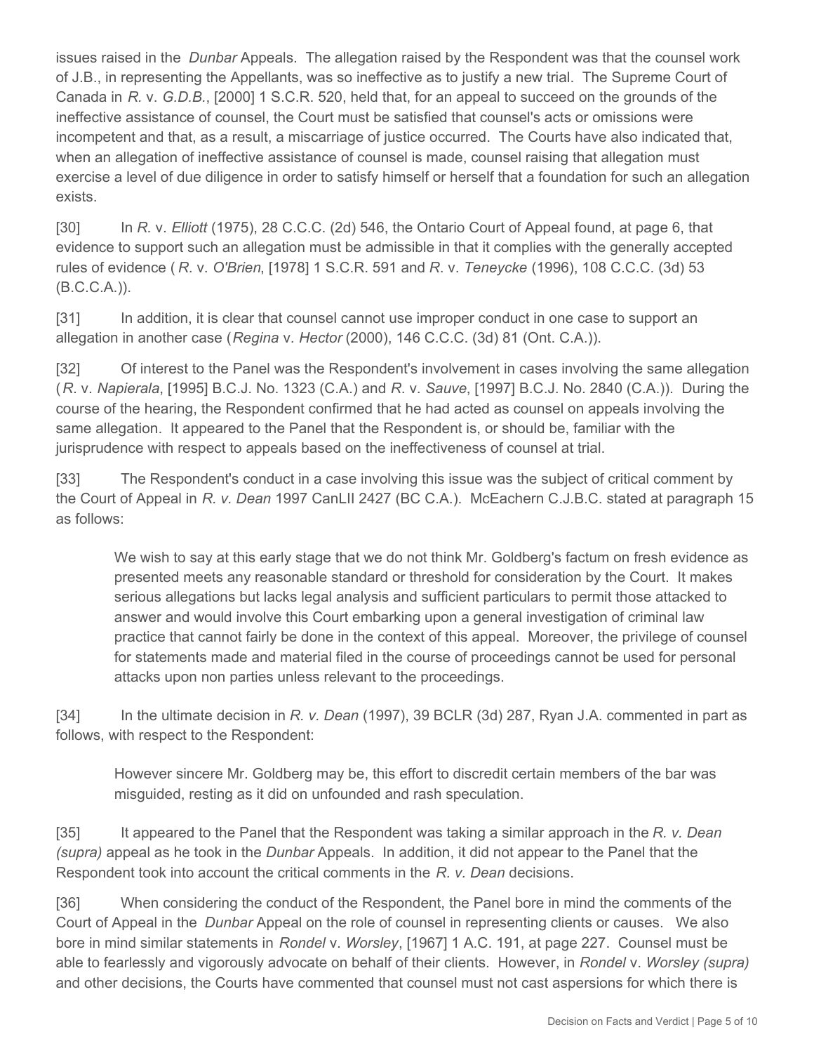issues raised in the *Dunbar* Appeals. The allegation raised by the Respondent was that the counsel work of J.B., in representing the Appellants, was so ineffective as to justify a new trial. The Supreme Court of Canada in *R.* v. *G.D.B.*, [2000] 1 S.C.R. 520, held that, for an appeal to succeed on the grounds of the ineffective assistance of counsel, the Court must be satisfied that counsel's acts or omissions were incompetent and that, as a result, a miscarriage of justice occurred. The Courts have also indicated that, when an allegation of ineffective assistance of counsel is made, counsel raising that allegation must exercise a level of due diligence in order to satisfy himself or herself that a foundation for such an allegation exists.

[30] In *R.* v. *Elliott* (1975), 28 C.C.C. (2d) 546, the Ontario Court of Appeal found, at page 6, that evidence to support such an allegation must be admissible in that it complies with the generally accepted rules of evidence (*R*. v. *O'Brien*, [1978] 1 S.C.R. 591 and *R*. v. *Teneycke* (1996), 108 C.C.C. (3d) 53 (B.C.C.A.)).

[31] In addition, it is clear that counsel cannot use improper conduct in one case to support an allegation in another case (*Regina* v. *Hector* (2000), 146 C.C.C. (3d) 81 (Ont. C.A.)).

[32] Of interest to the Panel was the Respondent's involvement in cases involving the same allegation (*R*. v. *Napierala*, [1995] B.C.J. No. 1323 (C.A.) and *R*. v. *Sauve*, [1997] B.C.J. No. 2840 (C.A.)). During the course of the hearing, the Respondent confirmed that he had acted as counsel on appeals involving the same allegation. It appeared to the Panel that the Respondent is, or should be, familiar with the jurisprudence with respect to appeals based on the ineffectiveness of counsel at trial.

[33] The Respondent's conduct in a case involving this issue was the subject of critical comment by the Court of Appeal in *R. v. Dean* 1997 CanLII 2427 (BC C.A.). McEachern C.J.B.C. stated at paragraph 15 as follows:

> We wish to say at this early stage that we do not think Mr. Goldberg's factum on fresh evidence as presented meets any reasonable standard or threshold for consideration by the Court. It makes serious allegations but lacks legal analysis and sufficient particulars to permit those attacked to answer and would involve this Court embarking upon a general investigation of criminal law practice that cannot fairly be done in the context of this appeal. Moreover, the privilege of counsel for statements made and material filed in the course of proceedings cannot be used for personal attacks upon non parties unless relevant to the proceedings.

[34] In the ultimate decision in *R. v. Dean* (1997), 39 BCLR (3d) 287, Ryan J.A. commented in part as follows, with respect to the Respondent:

> However sincere Mr. Goldberg may be, this effort to discredit certain members of the bar was misguided, resting as it did on unfounded and rash speculation.

[35] It appeared to the Panel that the Respondent was taking a similar approach in the *R. v. Dean (supra)* appeal as he took in the *Dunbar* Appeals. In addition, it did not appear to the Panel that the Respondent took into account the critical comments in the *R. v. Dean* decisions.

[36] When considering the conduct of the Respondent, the Panel bore in mind the comments of the Court of Appeal in the *Dunbar* Appeal on the role of counsel in representing clients or causes. We also bore in mind similar statements in *Rondel* v. *Worsley*, [1967] 1 A.C. 191, at page 227. Counsel must be able to fearlessly and vigorously advocate on behalf of their clients. However, in *Rondel* v. *Worsley (supra)* and other decisions, the Courts have commented that counsel must not cast aspersions for which there is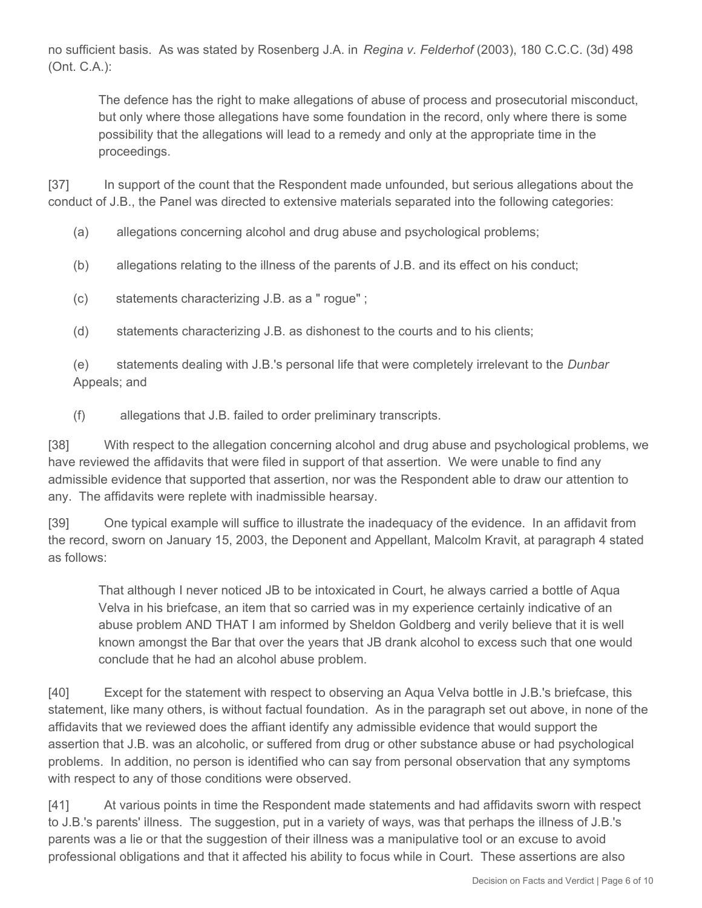no sufficient basis. As was stated by Rosenberg J.A. in *Regina v. Felderhof* (2003), 180 C.C.C. (3d) 498 (Ont. C.A.):

> The defence has the right to make allegations of abuse of process and prosecutorial misconduct, but only where those allegations have some foundation in the record, only where there is some possibility that the allegations will lead to a remedy and only at the appropriate time in the proceedings.

[37] In support of the count that the Respondent made unfounded, but serious allegations about the conduct of J.B., the Panel was directed to extensive materials separated into the following categories:

(a) allegations concerning alcohol and drug abuse and psychological problems;

(b) allegations relating to the illness of the parents of J.B. and its effect on his conduct;

(c) statements characterizing J.B. as a " rogue" ;

(d) statements characterizing J.B. as dishonest to the courts and to his clients;

(e) statements dealing with J.B.'s personal life that were completely irrelevant to the *Dunbar* Appeals; and

(f) allegations that J.B. failed to order preliminary transcripts.

[38] With respect to the allegation concerning alcohol and drug abuse and psychological problems, we have reviewed the affidavits that were filed in support of that assertion. We were unable to find any admissible evidence that supported that assertion, nor was the Respondent able to draw our attention to any. The affidavits were replete with inadmissible hearsay.

[39] One typical example will suffice to illustrate the inadequacy of the evidence. In an affidavit from the record, sworn on January 15, 2003, the Deponent and Appellant, Malcolm Kravit, at paragraph 4 stated as follows:

> That although I never noticed JB to be intoxicated in Court, he always carried a bottle of Aqua Velva in his briefcase, an item that so carried was in my experience certainly indicative of an abuse problem AND THAT I am informed by Sheldon Goldberg and verily believe that it is well known amongst the Bar that over the years that JB drank alcohol to excess such that one would conclude that he had an alcohol abuse problem.

[40] Except for the statement with respect to observing an Aqua Velva bottle in J.B.'s briefcase, this statement, like many others, is without factual foundation. As in the paragraph set out above, in none of the affidavits that we reviewed does the affiant identify any admissible evidence that would support the assertion that J.B. was an alcoholic, or suffered from drug or other substance abuse or had psychological problems. In addition, no person is identified who can say from personal observation that any symptoms with respect to any of those conditions were observed.

[41] At various points in time the Respondent made statements and had affidavits sworn with respect to J.B.'s parents' illness. The suggestion, put in a variety of ways, was that perhaps the illness of J.B.'s parents was a lie or that the suggestion of their illness was a manipulative tool or an excuse to avoid professional obligations and that it affected his ability to focus while in Court. These assertions are also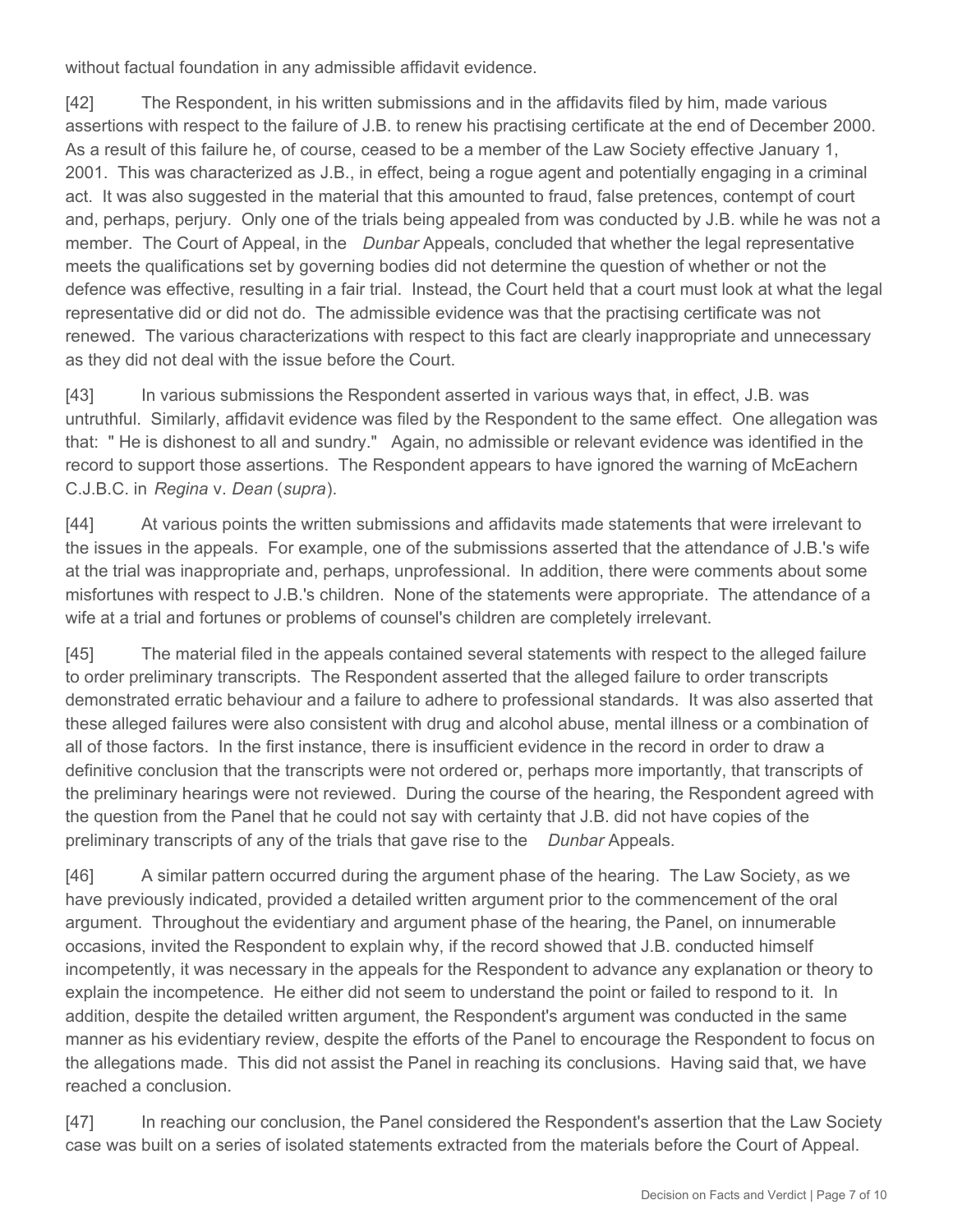without factual foundation in any admissible affidavit evidence.

[42] The Respondent, in his written submissions and in the affidavits filed by him, made various assertions with respect to the failure of J.B. to renew his practising certificate at the end of December 2000. As a result of this failure he, of course, ceased to be a member of the Law Society effective January 1, 2001. This was characterized as J.B., in effect, being a rogue agent and potentially engaging in a criminal act. It was also suggested in the material that this amounted to fraud, false pretences, contempt of court and, perhaps, perjury. Only one of the trials being appealed from was conducted by J.B. while he was not a member. The Court of Appeal, in the *Dunbar* Appeals, concluded that whether the legal representative meets the qualifications set by governing bodies did not determine the question of whether or not the defence was effective, resulting in a fair trial. Instead, the Court held that a court must look at what the legal representative did or did not do. The admissible evidence was that the practising certificate was not renewed. The various characterizations with respect to this fact are clearly inappropriate and unnecessary as they did not deal with the issue before the Court.

[43] In various submissions the Respondent asserted in various ways that, in effect, J.B. was untruthful. Similarly, affidavit evidence was filed by the Respondent to the same effect. One allegation was that: " He is dishonest to all and sundry." Again, no admissible or relevant evidence was identified in the record to support those assertions. The Respondent appears to have ignored the warning of McEachern C.J.B.C. in *Regina* v. *Dean* (*supra*).

[44] At various points the written submissions and affidavits made statements that were irrelevant to the issues in the appeals. For example, one of the submissions asserted that the attendance of J.B.'s wife at the trial was inappropriate and, perhaps, unprofessional. In addition, there were comments about some misfortunes with respect to J.B.'s children. None of the statements were appropriate. The attendance of a wife at a trial and fortunes or problems of counsel's children are completely irrelevant.

[45] The material filed in the appeals contained several statements with respect to the alleged failure to order preliminary transcripts. The Respondent asserted that the alleged failure to order transcripts demonstrated erratic behaviour and a failure to adhere to professional standards. It was also asserted that these alleged failures were also consistent with drug and alcohol abuse, mental illness or a combination of all of those factors. In the first instance, there is insufficient evidence in the record in order to draw a definitive conclusion that the transcripts were not ordered or, perhaps more importantly, that transcripts of the preliminary hearings were not reviewed. During the course of the hearing, the Respondent agreed with the question from the Panel that he could not say with certainty that J.B. did not have copies of the preliminary transcripts of any of the trials that gave rise to the *Dunbar* Appeals.

[46] A similar pattern occurred during the argument phase of the hearing. The Law Society, as we have previously indicated, provided a detailed written argument prior to the commencement of the oral argument. Throughout the evidentiary and argument phase of the hearing, the Panel, on innumerable occasions, invited the Respondent to explain why, if the record showed that J.B. conducted himself incompetently, it was necessary in the appeals for the Respondent to advance any explanation or theory to explain the incompetence. He either did not seem to understand the point or failed to respond to it. In addition, despite the detailed written argument, the Respondent's argument was conducted in the same manner as his evidentiary review, despite the efforts of the Panel to encourage the Respondent to focus on the allegations made. This did not assist the Panel in reaching its conclusions. Having said that, we have reached a conclusion.

[47] In reaching our conclusion, the Panel considered the Respondent's assertion that the Law Society case was built on a series of isolated statements extracted from the materials before the Court of Appeal.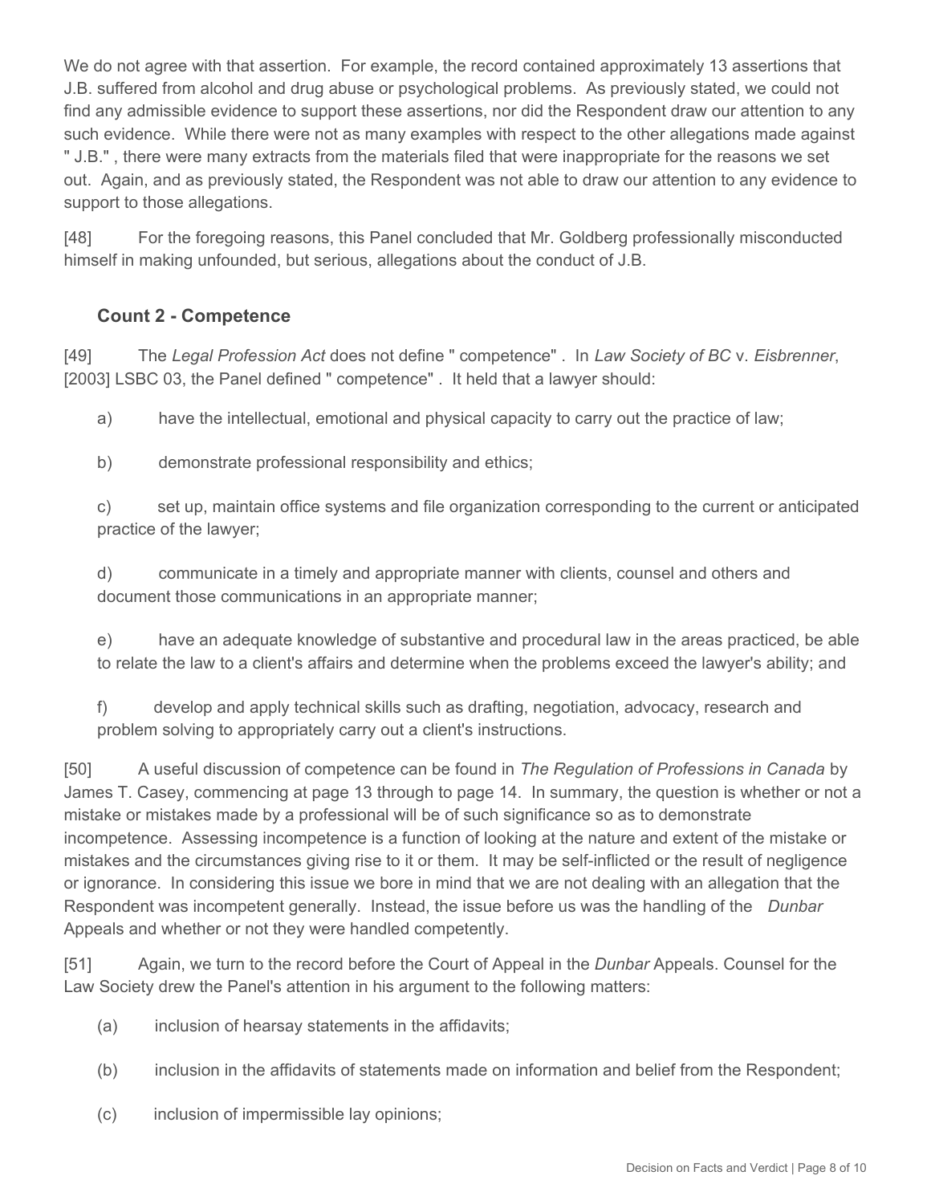We do not agree with that assertion. For example, the record contained approximately 13 assertions that J.B. suffered from alcohol and drug abuse or psychological problems. As previously stated, we could not find any admissible evidence to support these assertions, nor did the Respondent draw our attention to any such evidence. While there were not as many examples with respect to the other allegations made against " J.B." , there were many extracts from the materials filed that were inappropriate for the reasons we set out. Again, and as previously stated, the Respondent was not able to draw our attention to any evidence to support to those allegations.

[48] For the foregoing reasons, this Panel concluded that Mr. Goldberg professionally misconducted himself in making unfounded, but serious, allegations about the conduct of J.B.

### Count 2 - Competence

[49] The *Legal Profession Act* does not define " competence" . In *Law Society of BC* v. *Eisbrenner*, [2003] LSBC 03, the Panel defined " competence" . It held that a lawyer should:

a) have the intellectual, emotional and physical capacity to carry out the practice of law;

b) demonstrate professional responsibility and ethics;

c) set up, maintain office systems and file organization corresponding to the current or anticipated practice of the lawyer;

d) communicate in a timely and appropriate manner with clients, counsel and others and document those communications in an appropriate manner;

e) have an adequate knowledge of substantive and procedural law in the areas practiced, be able to relate the law to a client's affairs and determine when the problems exceed the lawyer's ability; and

f) develop and apply technical skills such as drafting, negotiation, advocacy, research and problem solving to appropriately carry out a client's instructions.

[50] A useful discussion of competence can be found in *The Regulation of Professions in Canada* by James T. Casey, commencing at page 13 through to page 14. In summary, the question is whether or not a mistake or mistakes made by a professional will be of such significance so as to demonstrate incompetence. Assessing incompetence is a function of looking at the nature and extent of the mistake or mistakes and the circumstances giving rise to it or them. It may be self-inflicted or the result of negligence or ignorance. In considering this issue we bore in mind that we are not dealing with an allegation that the Respondent was incompetent generally. Instead, the issue before us was the handling of the *Dunbar* Appeals and whether or not they were handled competently.

[51] Again, we turn to the record before the Court of Appeal in the *Dunbar* Appeals. Counsel for the Law Society drew the Panel's attention in his argument to the following matters:

(a) inclusion of hearsay statements in the affidavits;

(b) inclusion in the affidavits of statements made on information and belief from the Respondent;

(c) inclusion of impermissible lay opinions;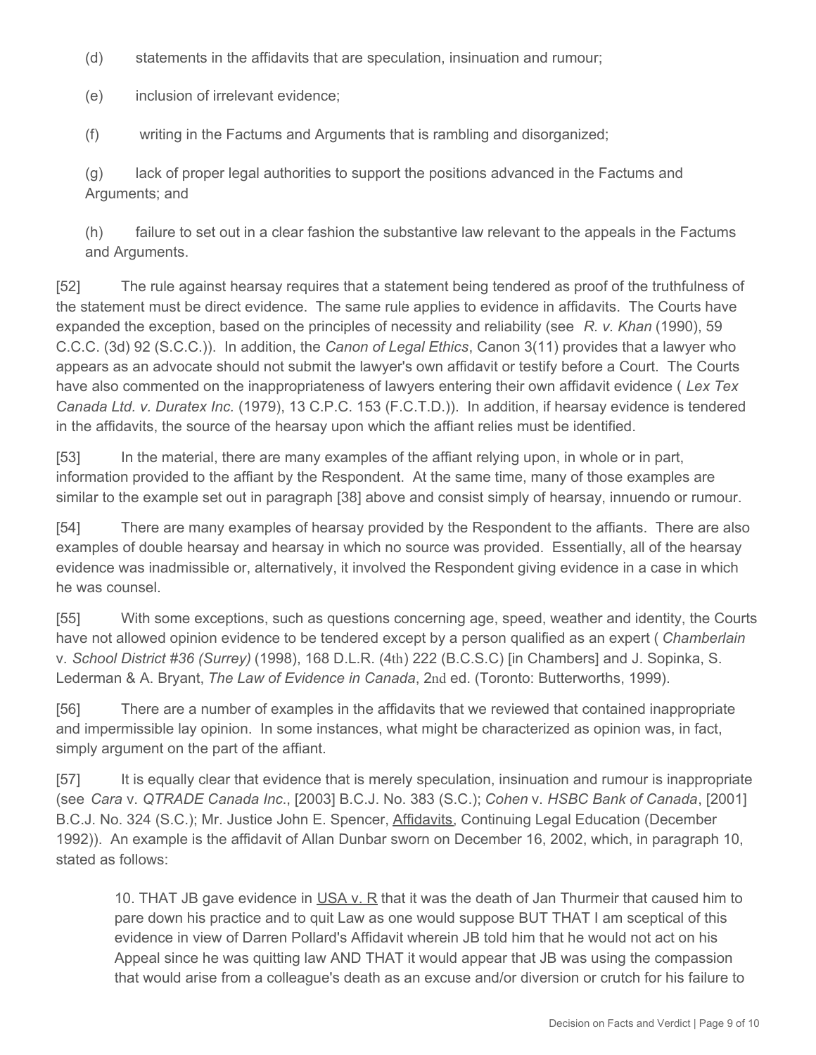(d) statements in the affidavits that are speculation, insinuation and rumour;

(e) inclusion of irrelevant evidence;

(f) writing in the Factums and Arguments that is rambling and disorganized;

(g) lack of proper legal authorities to support the positions advanced in the Factums and Arguments; and

(h) failure to set out in a clear fashion the substantive law relevant to the appeals in the Factums and Arguments.

[52] The rule against hearsay requires that a statement being tendered as proof of the truthfulness of the statement must be direct evidence. The same rule applies to evidence in affidavits. The Courts have expanded the exception, based on the principles of necessity and reliability (see *R. v. Khan* (1990), 59 C.C.C. (3d) 92 (S.C.C.)). In addition, the *Canon of Legal Ethics*, Canon 3(11) provides that a lawyer who appears as an advocate should not submit the lawyer's own affidavit or testify before a Court. The Courts have also commented on the inappropriateness of lawyers entering their own affidavit evidence ( *Lex Tex Canada Ltd. v. Duratex Inc.* (1979), 13 C.P.C. 153 (F.C.T.D.)). In addition, if hearsay evidence is tendered in the affidavits, the source of the hearsay upon which the affiant relies must be identified.

[53] In the material, there are many examples of the affiant relying upon, in whole or in part, information provided to the affiant by the Respondent. At the same time, many of those examples are similar to the example set out in paragraph [38] above and consist simply of hearsay, innuendo or rumour.

[54] There are many examples of hearsay provided by the Respondent to the affiants. There are also examples of double hearsay and hearsay in which no source was provided. Essentially, all of the hearsay evidence was inadmissible or, alternatively, it involved the Respondent giving evidence in a case in which he was counsel.

[55] With some exceptions, such as questions concerning age, speed, weather and identity, the Courts have not allowed opinion evidence to be tendered except by a person qualified as an expert ( *Chamberlain* v. *School District #36 (Surrey)* (1998), 168 D.L.R. (4th) 222 (B.C.S.C) [in Chambers] and J. Sopinka, S. Lederman & A. Bryant, *The Law of Evidence in Canada*, 2nd ed. (Toronto: Butterworths, 1999).

[56] There are a number of examples in the affidavits that we reviewed that contained inappropriate and impermissible lay opinion. In some instances, what might be characterized as opinion was, in fact, simply argument on the part of the affiant.

[57] It is equally clear that evidence that is merely speculation, insinuation and rumour is inappropriate (see *Cara* v. *QTRADE Canada Inc.*, [2003] B.C.J. No. 383 (S.C.); *Cohen* v. *HSBC Bank of Canada*, [2001] B.C.J. No. 324 (S.C.); Mr. Justice John E. Spencer, Affidavits, Continuing Legal Education (December 1992)). An example is the affidavit of Allan Dunbar sworn on December 16, 2002, which, in paragraph 10, stated as follows:

> 10. THAT JB gave evidence in USA v. R that it was the death of Jan Thurmeir that caused him to pare down his practice and to quit Law as one would suppose BUT THAT I am sceptical of this evidence in view of Darren Pollard's Affidavit wherein JB told him that he would not act on his Appeal since he was quitting law AND THAT it would appear that JB was using the compassion that would arise from a colleague's death as an excuse and/or diversion or crutch for his failure to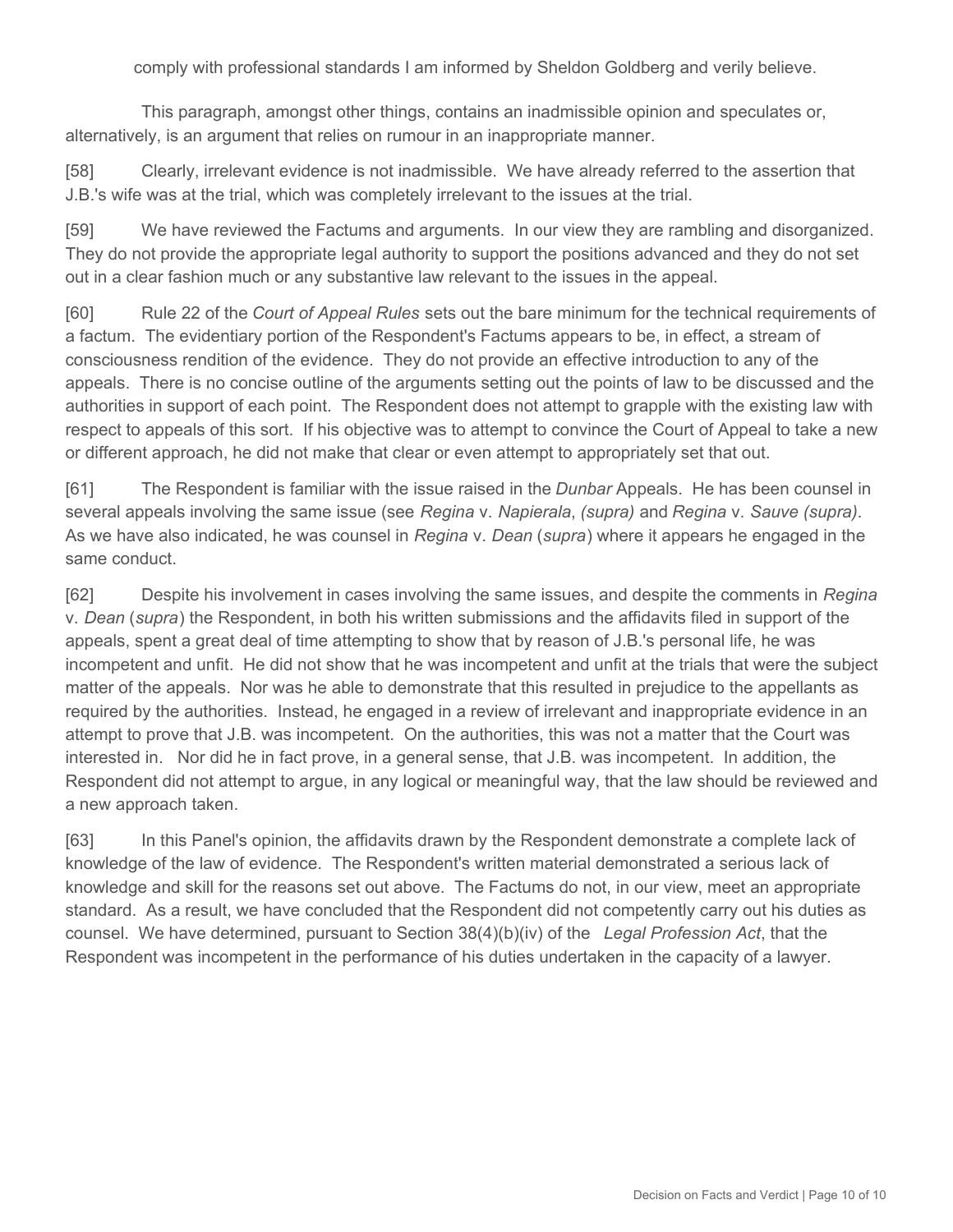comply with professional standards I am informed by Sheldon Goldberg and verily believe.

This paragraph, amongst other things, contains an inadmissible opinion and speculates or, alternatively, is an argument that relies on rumour in an inappropriate manner.

[58] Clearly, irrelevant evidence is not inadmissible. We have already referred to the assertion that J.B.'s wife was at the trial, which was completely irrelevant to the issues at the trial.

[59] We have reviewed the Factums and arguments. In our view they are rambling and disorganized. They do not provide the appropriate legal authority to support the positions advanced and they do not set out in a clear fashion much or any substantive law relevant to the issues in the appeal.

[60] Rule 22 of the *Court of Appeal Rules* sets out the bare minimum for the technical requirements of a factum. The evidentiary portion of the Respondent's Factums appears to be, in effect, a stream of consciousness rendition of the evidence. They do not provide an effective introduction to any of the appeals. There is no concise outline of the arguments setting out the points of law to be discussed and the authorities in support of each point. The Respondent does not attempt to grapple with the existing law with respect to appeals of this sort. If his objective was to attempt to convince the Court of Appeal to take a new or different approach, he did not make that clear or even attempt to appropriately set that out.

[61] The Respondent is familiar with the issue raised in the *Dunbar* Appeals. He has been counsel in several appeals involving the same issue (see *Regina* v. *Napierala*, *(supra)* and *Regina* v. *Sauve (supra)*. As we have also indicated, he was counsel in *Regina* v. *Dean* (*supra*) where it appears he engaged in the same conduct.

[62] Despite his involvement in cases involving the same issues, and despite the comments in *Regina* v. *Dean* (*supra*) the Respondent, in both his written submissions and the affidavits filed in support of the appeals, spent a great deal of time attempting to show that by reason of J.B.'s personal life, he was incompetent and unfit. He did not show that he was incompetent and unfit at the trials that were the subject matter of the appeals. Nor was he able to demonstrate that this resulted in prejudice to the appellants as required by the authorities. Instead, he engaged in a review of irrelevant and inappropriate evidence in an attempt to prove that J.B. was incompetent. On the authorities, this was not a matter that the Court was interested in. Nor did he in fact prove, in a general sense, that J.B. was incompetent. In addition, the Respondent did not attempt to argue, in any logical or meaningful way, that the law should be reviewed and a new approach taken.

[63] In this Panel's opinion, the affidavits drawn by the Respondent demonstrate a complete lack of knowledge of the law of evidence. The Respondent's written material demonstrated a serious lack of knowledge and skill for the reasons set out above. The Factums do not, in our view, meet an appropriate standard. As a result, we have concluded that the Respondent did not competently carry out his duties as counsel. We have determined, pursuant to Section 38(4)(b)(iv) of the *Legal Profession Act*, that the Respondent was incompetent in the performance of his duties undertaken in the capacity of a lawyer.